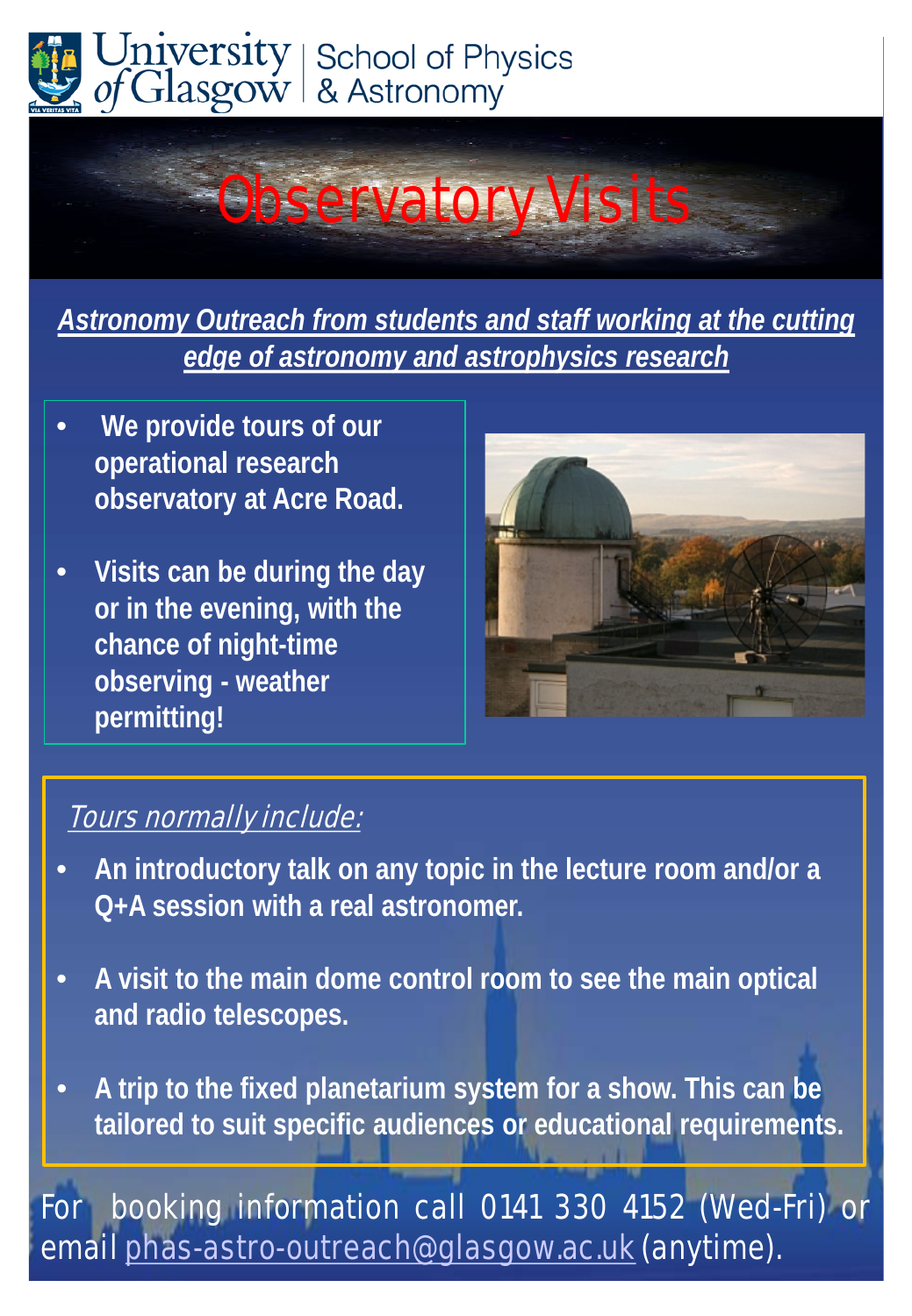University of Glasgow | School of Physics & Astronomy

# Observatory Visits

***Astronomy Outreach from students and staff working at the cutting edge of astronomy and astrophysics research***

- **We provide tours of our operational research observatory at Acre Road.**
- **Visits can be during the day or in the evening, with the chance of night-time observing - weather permitting!**

*Tours normally include:*

- **An introductory talk on any topic in the lecture room and/or a Q+A session with a real astronomer.**
- **A visit to the main dome control room to see the main optical and radio telescopes.**
- **A trip to the fixed planetarium system for a show. This can be tailored to suit specific audiences or educational requirements.**

For booking information call 0141 330 4152 (Wed-Fri) or email phas-astro-outreach@glasgow.ac.uk (anytime).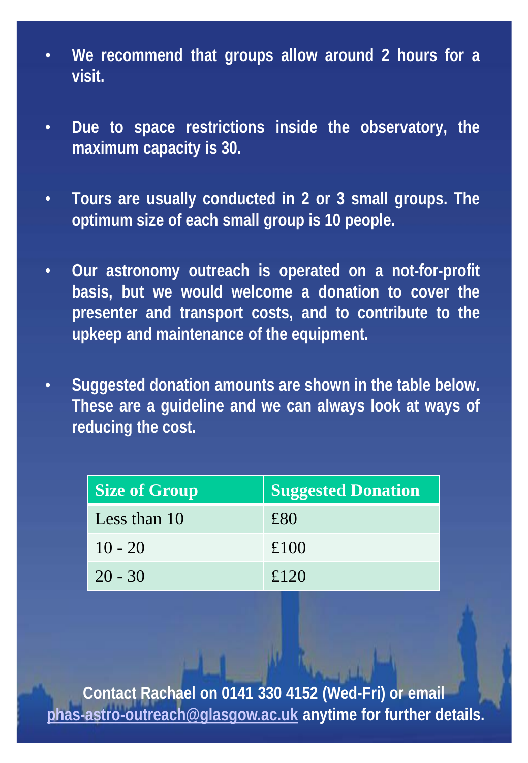- **We recommend that groups allow around 2 hours for a visit.**

- **Due to space restrictions inside the observatory, the maximum capacity is 30.**

- **Tours are usually conducted in 2 or 3 small groups. The optimum size of each small group is 10 people.**

- **Our astronomy outreach is operated on a not-for-profit basis, but we would welcome a donation to cover the presenter and transport costs, and to contribute to the upkeep and maintenance of the equipment.**

- **Suggested donation amounts are shown in the table below. These are a guideline and we can always look at ways of reducing the cost.**

| Size of Group | Suggested Donation |
|---|---|
| Less than 10 | £80 |
| 10 - 20 | £100 |
| 20 - 30 | £120 |

**Contact Rachael on 0141 330 4152 (Wed-Fri) or email phas-astro-outreach@glasgow.ac.uk anytime for further details.**